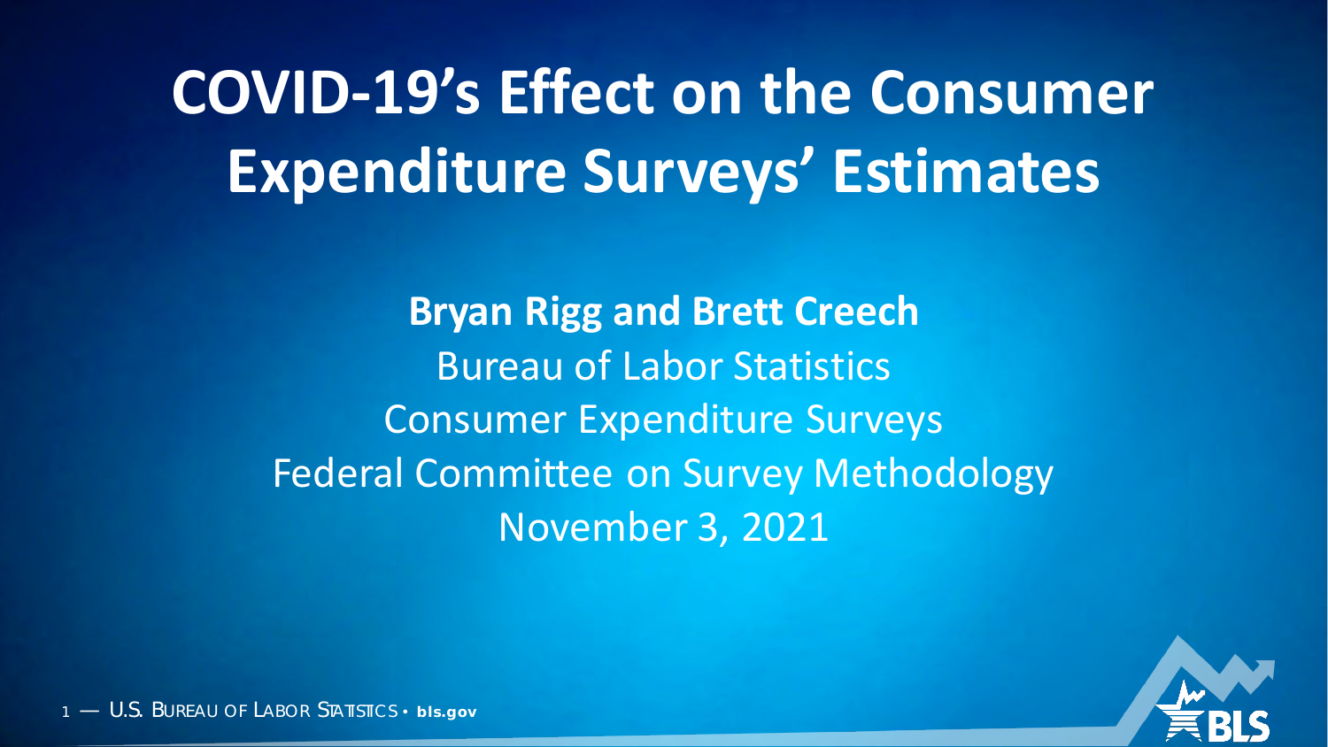# COVID-19's Effect on the Consumer Expenditure Surveys' Estimates

**Bryan Rigg and Brett Creech**

Bureau of Labor Statistics

Consumer Expenditure Surveys

Federal Committee on Survey Methodology

November 3, 2021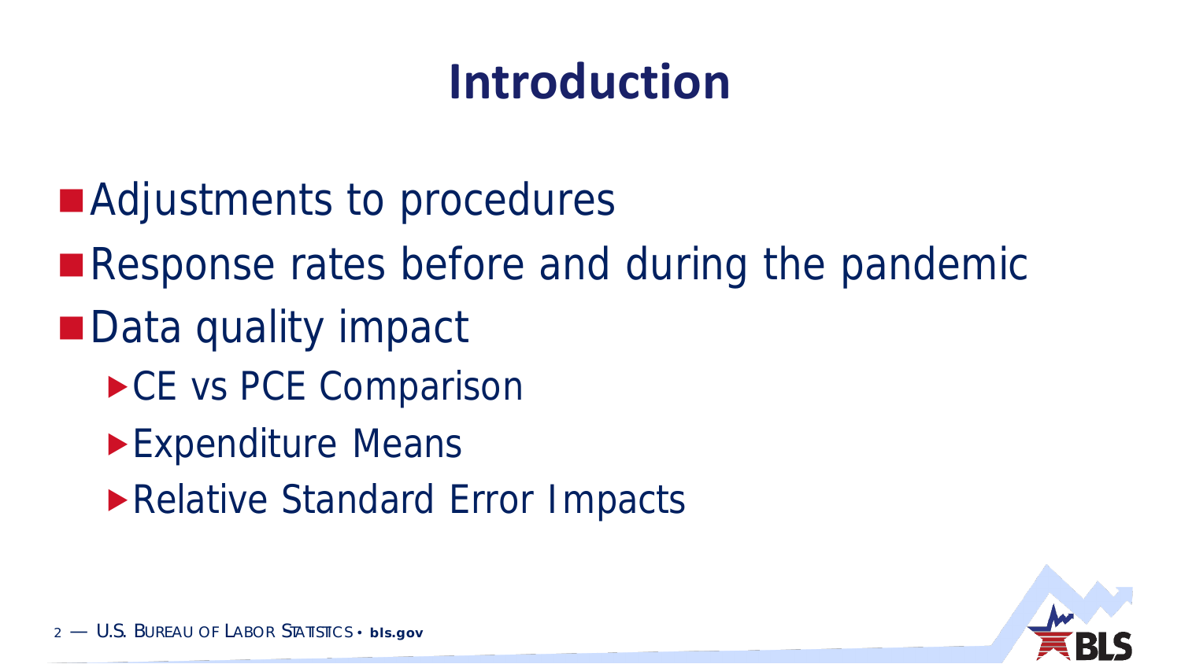# Introduction

- Adjustments to procedures
- Response rates before and during the pandemic
- Data quality impact
  - CE vs PCE Comparison
  - Expenditure Means
  - Relative Standard Error Impacts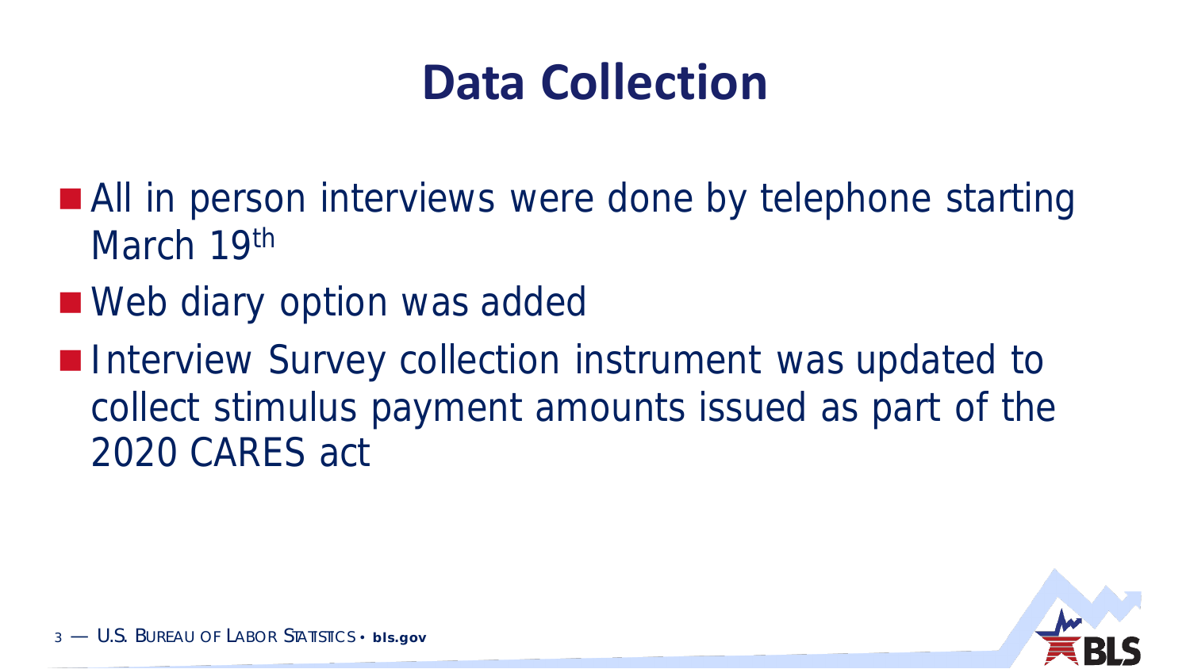# Data Collection

- All in person interviews were done by telephone starting March 19th
- Web diary option was added
- Interview Survey collection instrument was updated to collect stimulus payment amounts issued as part of the 2020 CARES act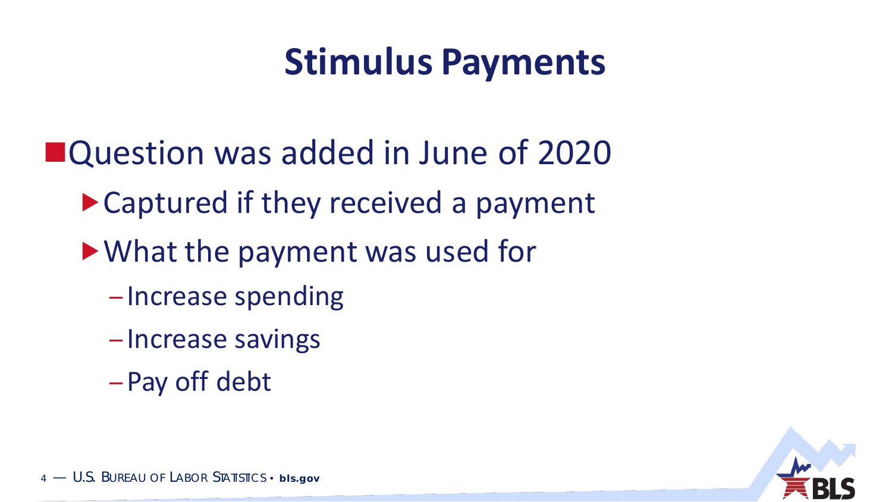# Stimulus Payments

- Question was added in June of 2020
  - Captured if they received a payment
  - What the payment was used for
    - Increase spending
    - Increase savings
    - Pay off debt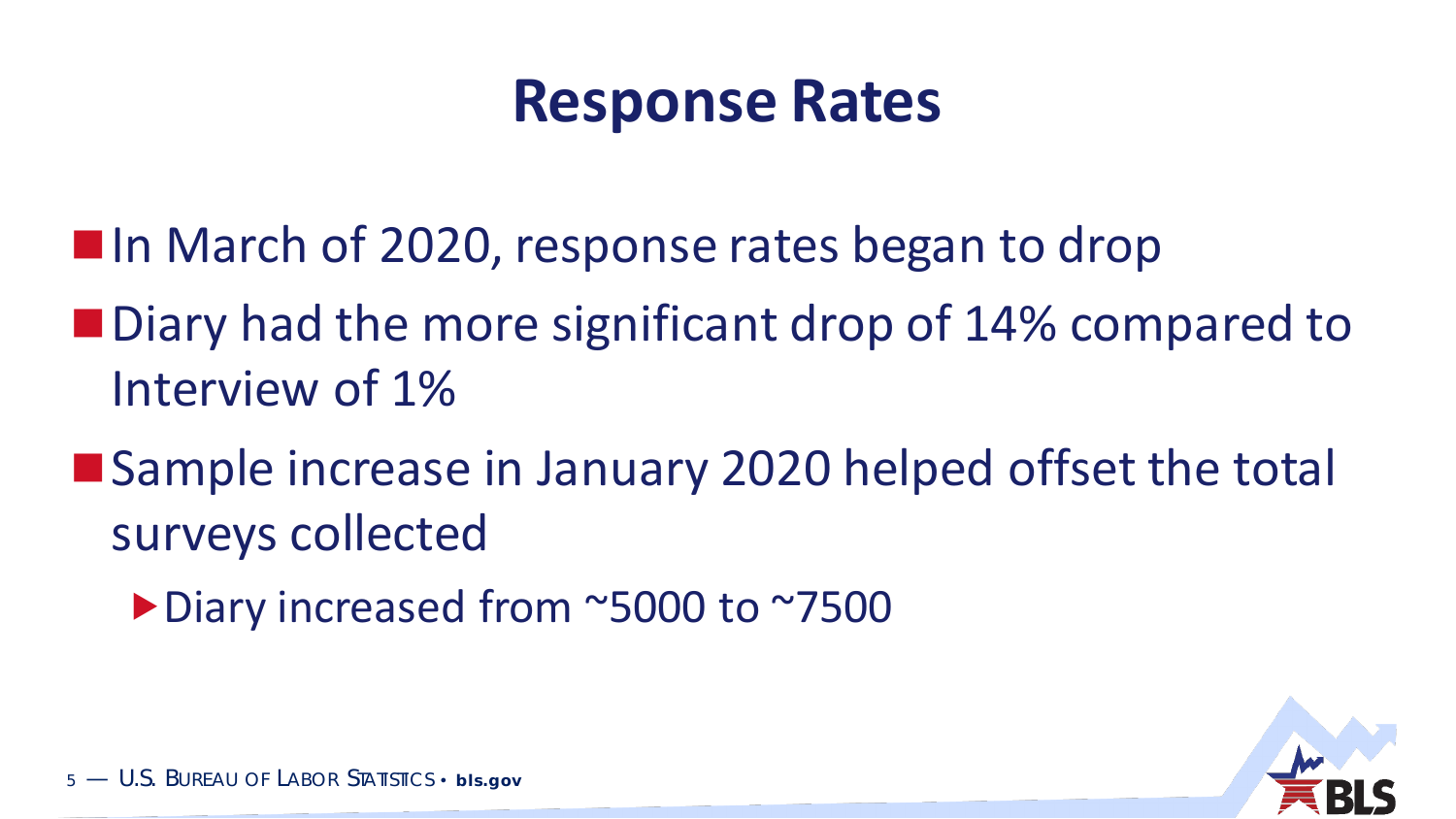# Response Rates

- In March of 2020, response rates began to drop
- Diary had the more significant drop of 14% compared to Interview of 1%
- Sample increase in January 2020 helped offset the total surveys collected
  - Diary increased from ~5000 to ~7500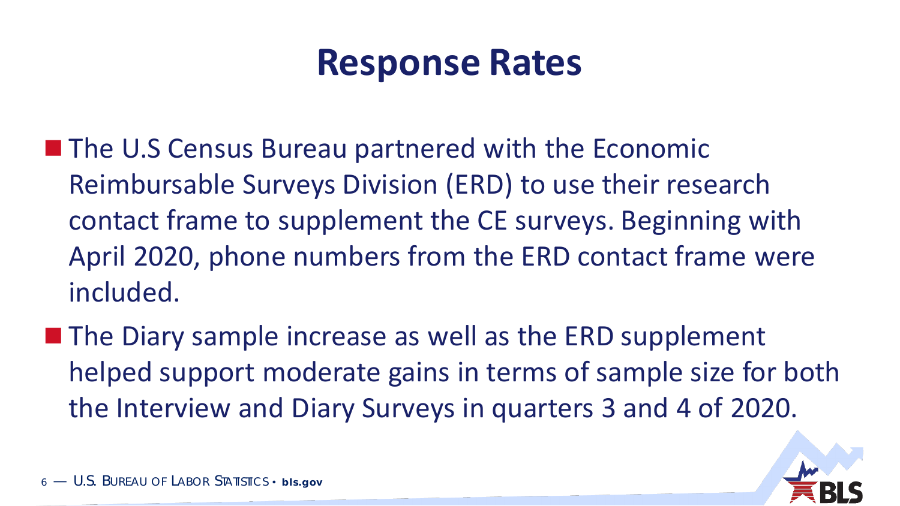# Response Rates

- The U.S Census Bureau partnered with the Economic Reimbursable Surveys Division (ERD) to use their research contact frame to supplement the CE surveys. Beginning with April 2020, phone numbers from the ERD contact frame were included.
- The Diary sample increase as well as the ERD supplement helped support moderate gains in terms of sample size for both the Interview and Diary Surveys in quarters 3 and 4 of 2020.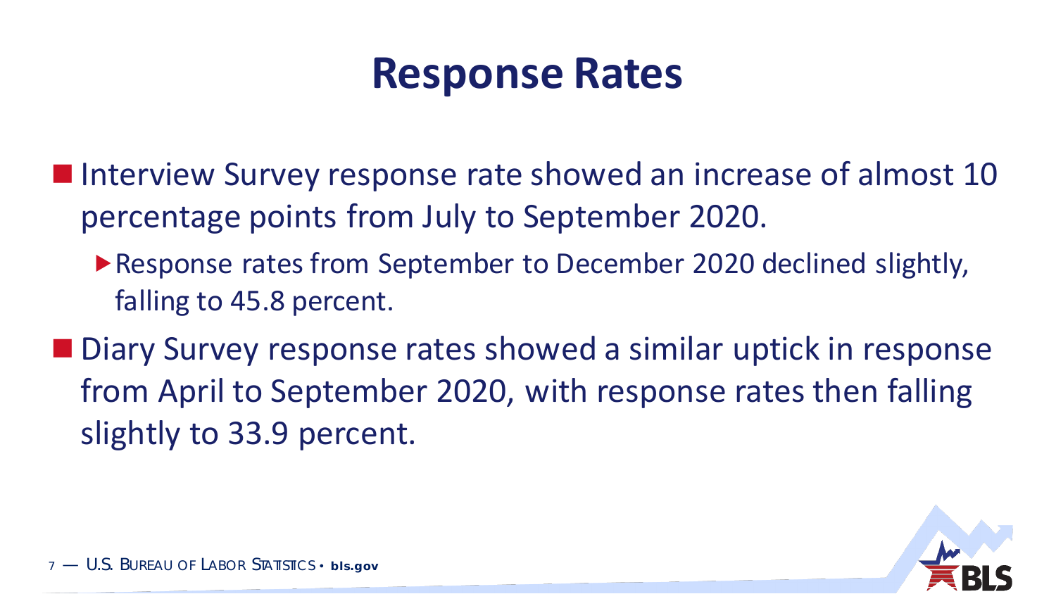# Response Rates

- Interview Survey response rate showed an increase of almost 10 percentage points from July to September 2020.
  - Response rates from September to December 2020 declined slightly, falling to 45.8 percent.
- Diary Survey response rates showed a similar uptick in response from April to September 2020, with response rates then falling slightly to 33.9 percent.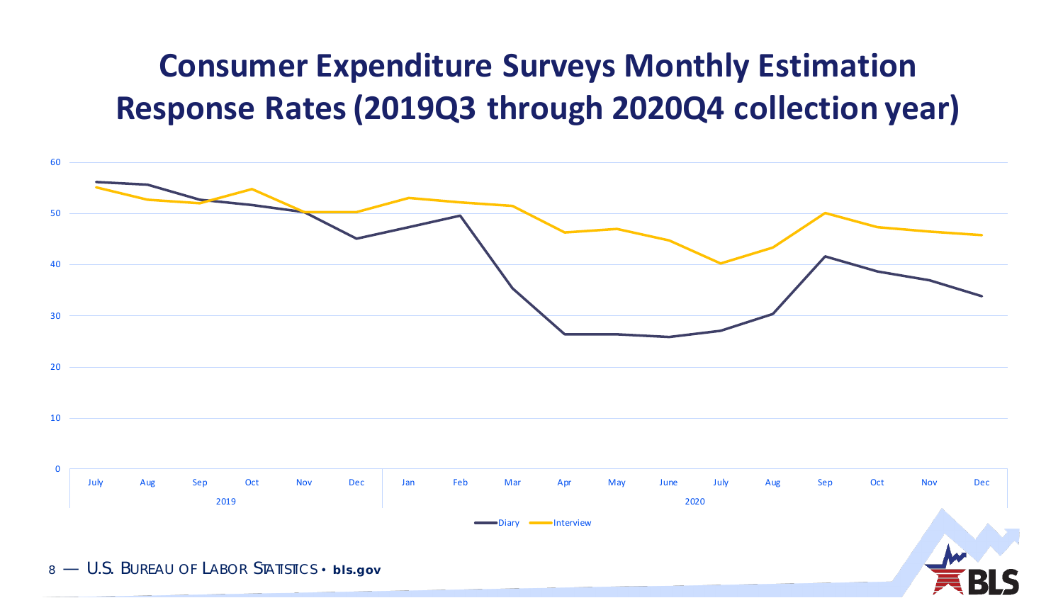# Consumer Expenditure Surveys Monthly Estimation Response Rates (2019Q3 through 2020Q4 collection year)

60
50
40
30
20
10
0

July Aug Sep Oct Nov Dec Jan Feb Mar Apr May June July Aug Sep Oct Nov Dec

2019 2020

Diary Interview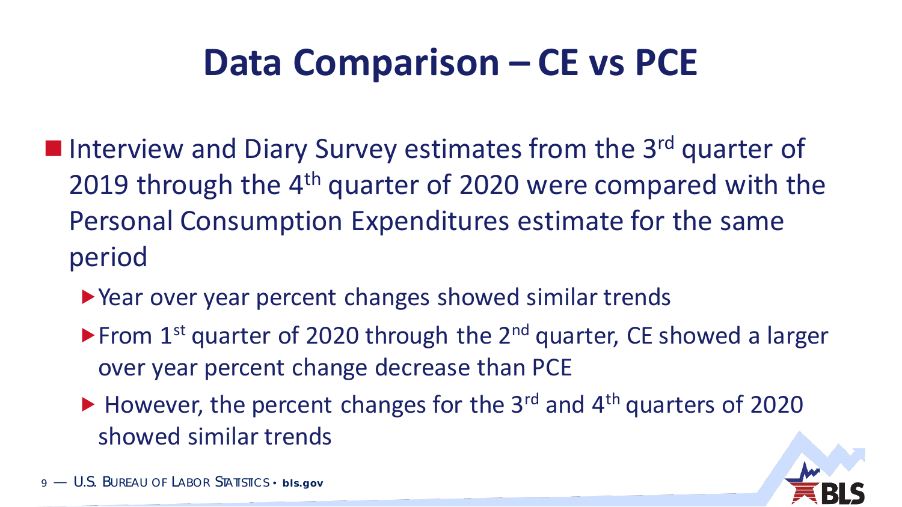# Data Comparison – CE vs PCE

- Interview and Diary Survey estimates from the 3rd quarter of 2019 through the 4th quarter of 2020 were compared with the Personal Consumption Expenditures estimate for the same period
  - Year over year percent changes showed similar trends
  - From 1st quarter of 2020 through the 2nd quarter, CE showed a larger over year percent change decrease than PCE
  - However, the percent changes for the 3rd and 4th quarters of 2020 showed similar trends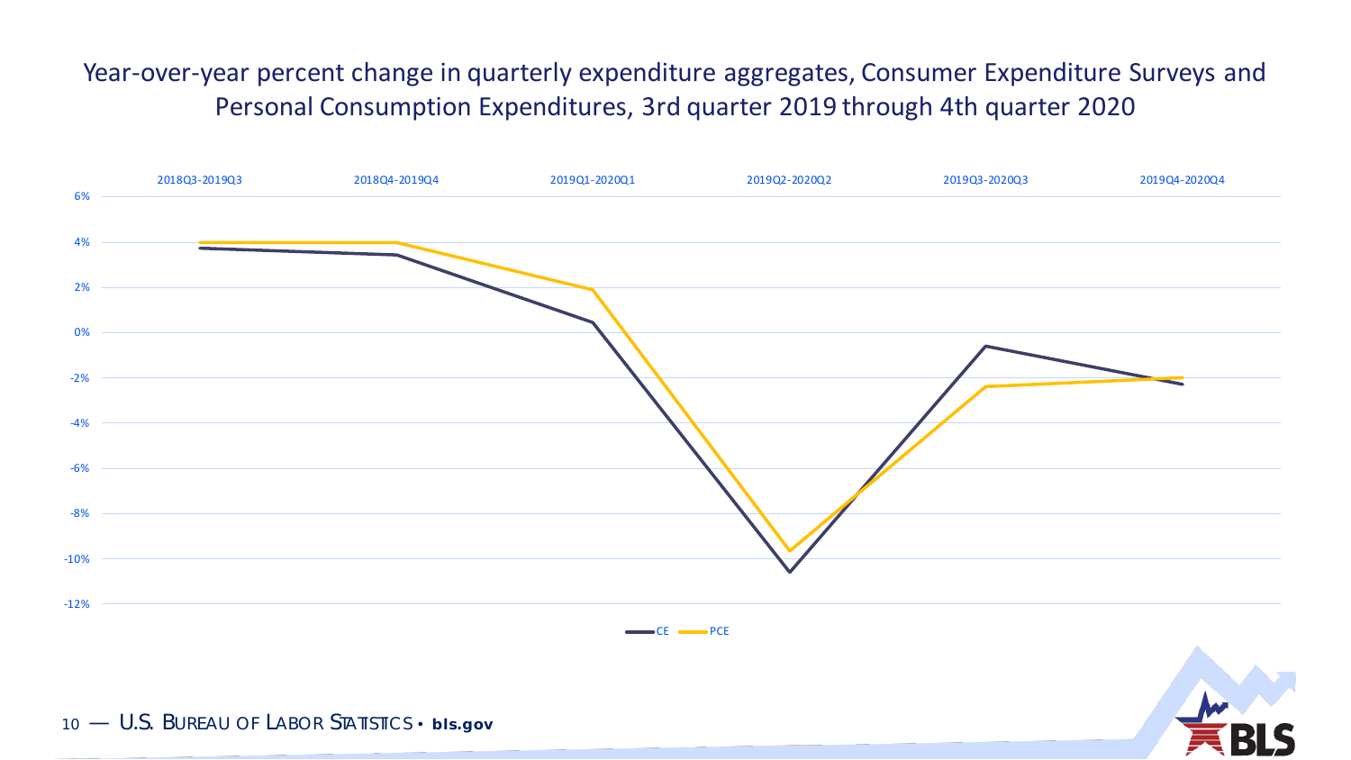# Year-over-year percent change in quarterly expenditure aggregates, Consumer Expenditure Surveys and Personal Consumption Expenditures, 3rd quarter 2019 through 4th quarter 2020

2018Q3-2019Q3 | 2018Q4-2019Q4 | 2019Q1-2020Q1 | 2019Q2-2020Q2 | 2019Q3-2020Q3 | 2019Q4-2020Q4

6% | 4% | 2% | 0% | -2% | -4% | -6% | -8% | -10% | -12%

CE | PCE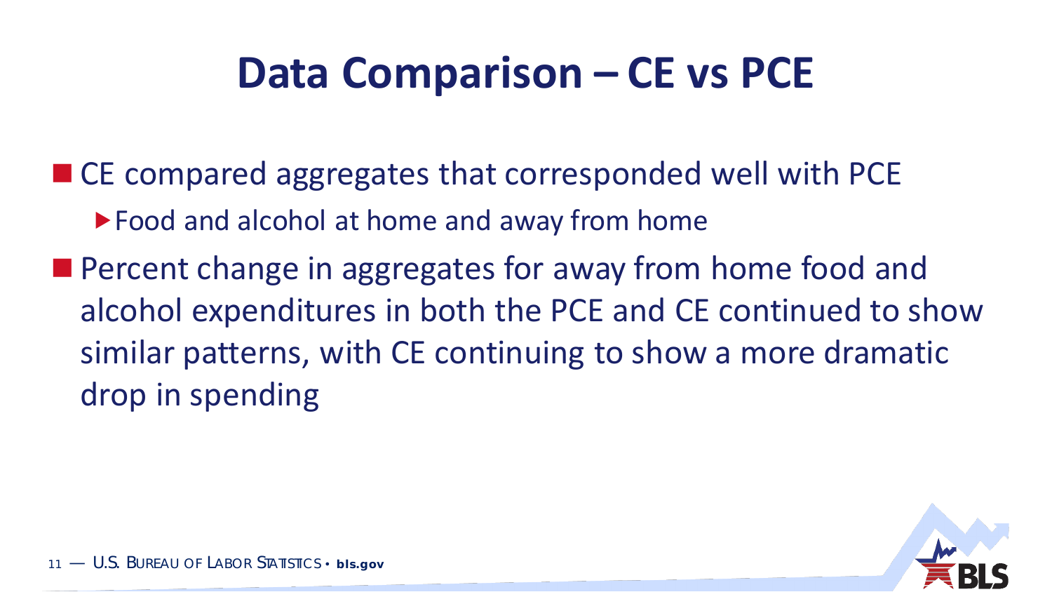# Data Comparison – CE vs PCE

- CE compared aggregates that corresponded well with PCE
  - Food and alcohol at home and away from home
- Percent change in aggregates for away from home food and alcohol expenditures in both the PCE and CE continued to show similar patterns, with CE continuing to show a more dramatic drop in spending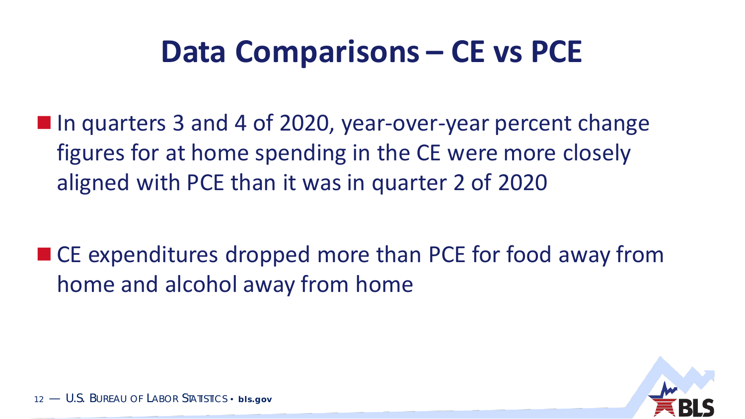# Data Comparisons – CE vs PCE

- In quarters 3 and 4 of 2020, year-over-year percent change figures for at home spending in the CE were more closely aligned with PCE than it was in quarter 2 of 2020

- CE expenditures dropped more than PCE for food away from home and alcohol away from home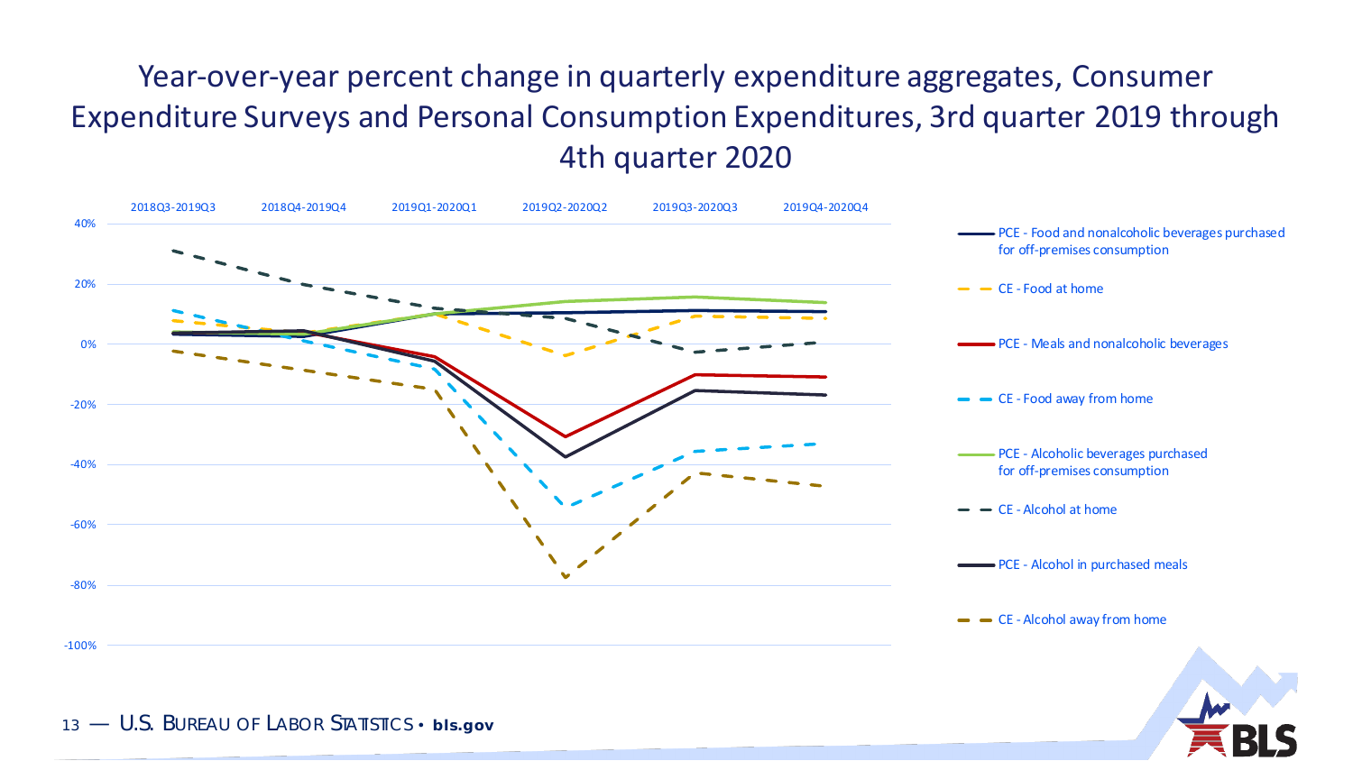# Year-over-year percent change in quarterly expenditure aggregates, Consumer Expenditure Surveys and Personal Consumption Expenditures, 3rd quarter 2019 through 4th quarter 2020

2018Q3-2019Q3 | 2018Q4-2019Q4 | 2019Q1-2020Q1 | 2019Q2-2020Q2 | 2019Q3-2020Q3 | 2019Q4-2020Q4

40%, 20%, 0%, -20%, -40%, -60%, -80%, -100%

- PCE - Food and nonalcoholic beverages purchased for off-premises consumption
- CE - Food at home
- PCE - Meals and nonalcoholic beverages
- CE - Food away from home
- PCE - Alcoholic beverages purchased for off-premises consumption
- CE - Alcohol at home
- PCE - Alcohol in purchased meals
- CE - Alcohol away from home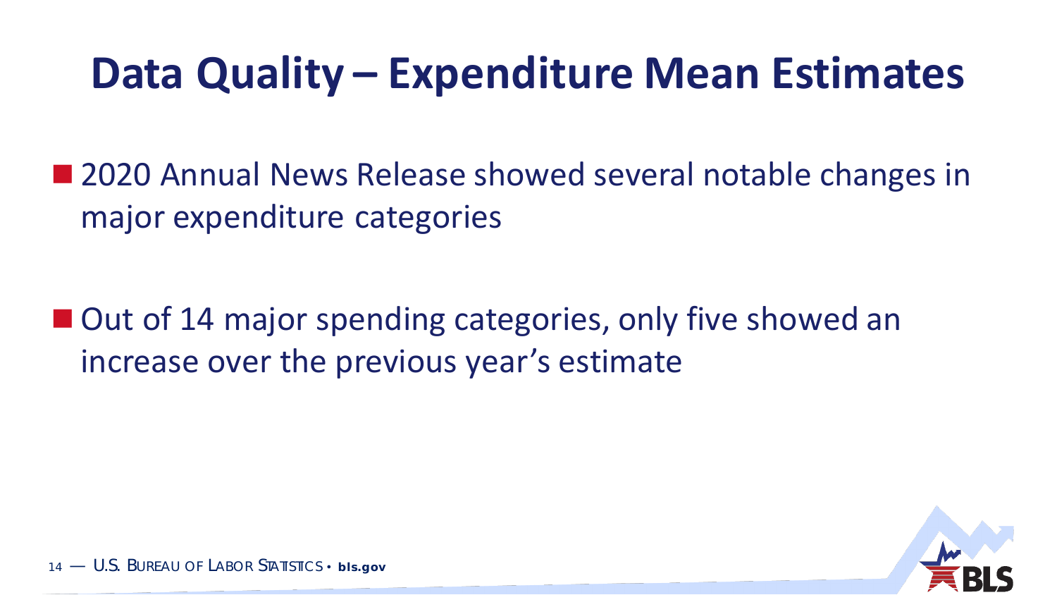# Data Quality – Expenditure Mean Estimates

- 2020 Annual News Release showed several notable changes in major expenditure categories

- Out of 14 major spending categories, only five showed an increase over the previous year's estimate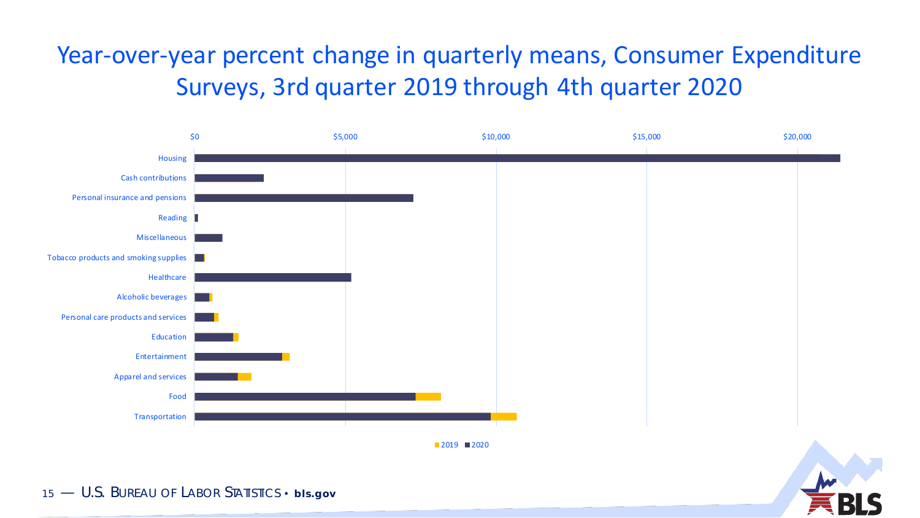# Year-over-year percent change in quarterly means, Consumer Expenditure Surveys, 3rd quarter 2019 through 4th quarter 2020

$0 | $5,000 | $10,000 | $15,000 | $20,000

- Housing
- Cash contributions
- Personal insurance and pensions
- Reading
- Miscellaneous
- Tobacco products and smoking supplies
- Healthcare
- Alcoholic beverages
- Personal care products and services
- Education
- Entertainment
- Apparel and services
- Food
- Transportation

2019 | 2020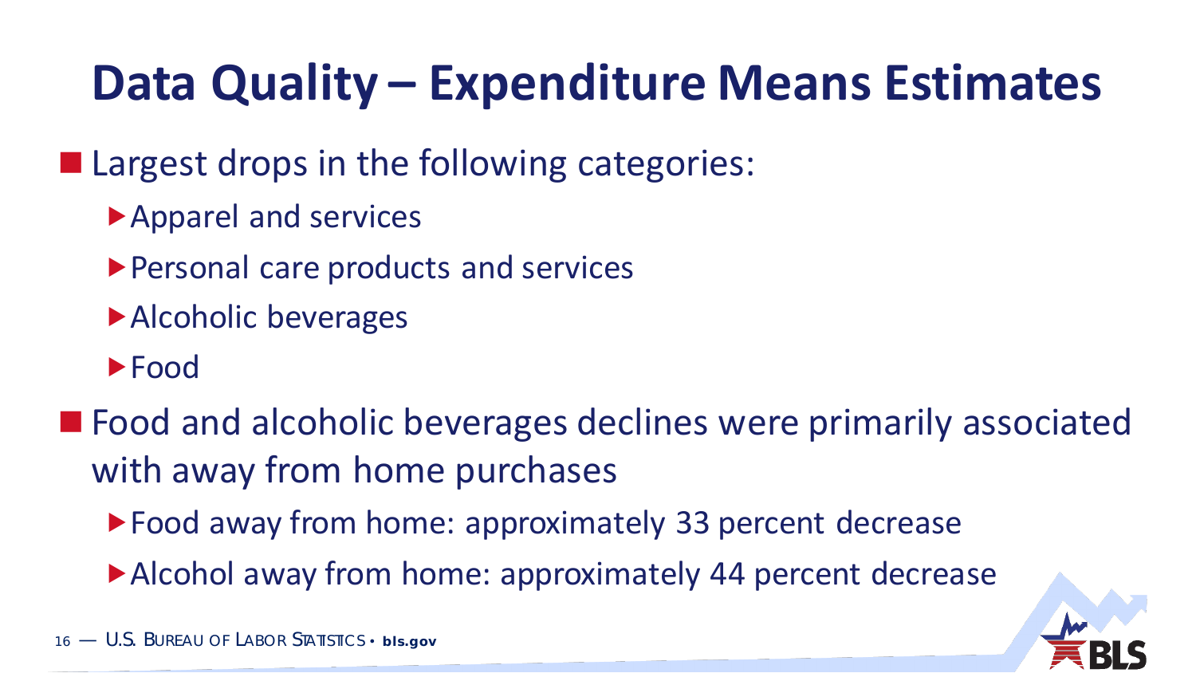# Data Quality – Expenditure Means Estimates

- Largest drops in the following categories:
  - Apparel and services
  - Personal care products and services
  - Alcoholic beverages
  - Food
- Food and alcoholic beverages declines were primarily associated with away from home purchases
  - Food away from home: approximately 33 percent decrease
  - Alcohol away from home: approximately 44 percent decrease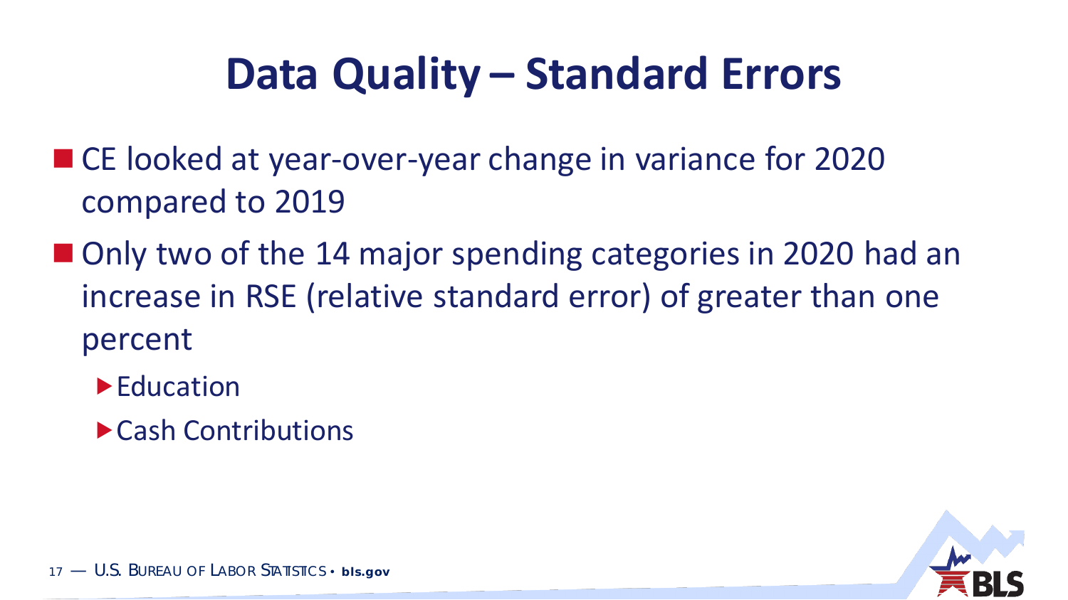# Data Quality – Standard Errors

- CE looked at year-over-year change in variance for 2020 compared to 2019
- Only two of the 14 major spending categories in 2020 had an increase in RSE (relative standard error) of greater than one percent
  - Education
  - Cash Contributions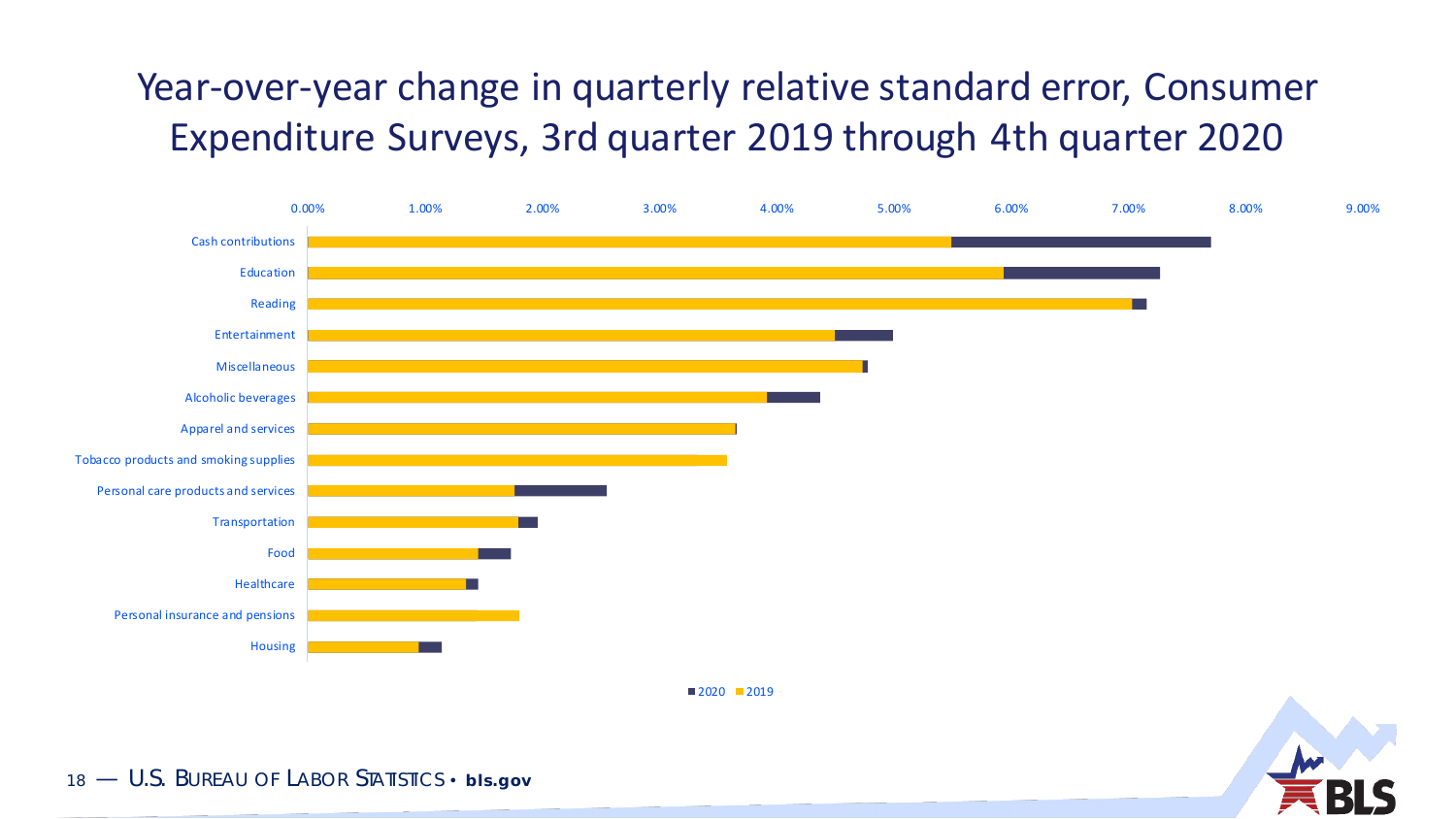# Year-over-year change in quarterly relative standard error, Consumer Expenditure Surveys, 3rd quarter 2019 through 4th quarter 2020

| Category |
| --- |
| Cash contributions |
| Education |
| Reading |
| Entertainment |
| Miscellaneous |
| Alcoholic beverages |
| Apparel and services |
| Tobacco products and smoking supplies |
| Personal care products and services |
| Transportation |
| Food |
| Healthcare |
| Personal insurance and pensions |
| Housing |

Axis: 0.00%, 1.00%, 2.00%, 3.00%, 4.00%, 5.00%, 6.00%, 7.00%, 8.00%, 9.00%

Legend: 2020, 2019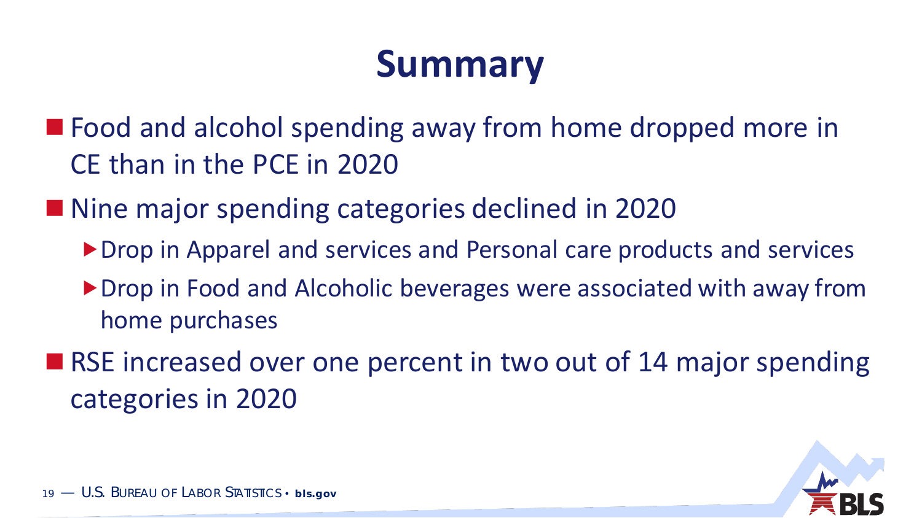# Summary

- Food and alcohol spending away from home dropped more in CE than in the PCE in 2020
- Nine major spending categories declined in 2020
  - Drop in Apparel and services and Personal care products and services
  - Drop in Food and Alcoholic beverages were associated with away from home purchases
- RSE increased over one percent in two out of 14 major spending categories in 2020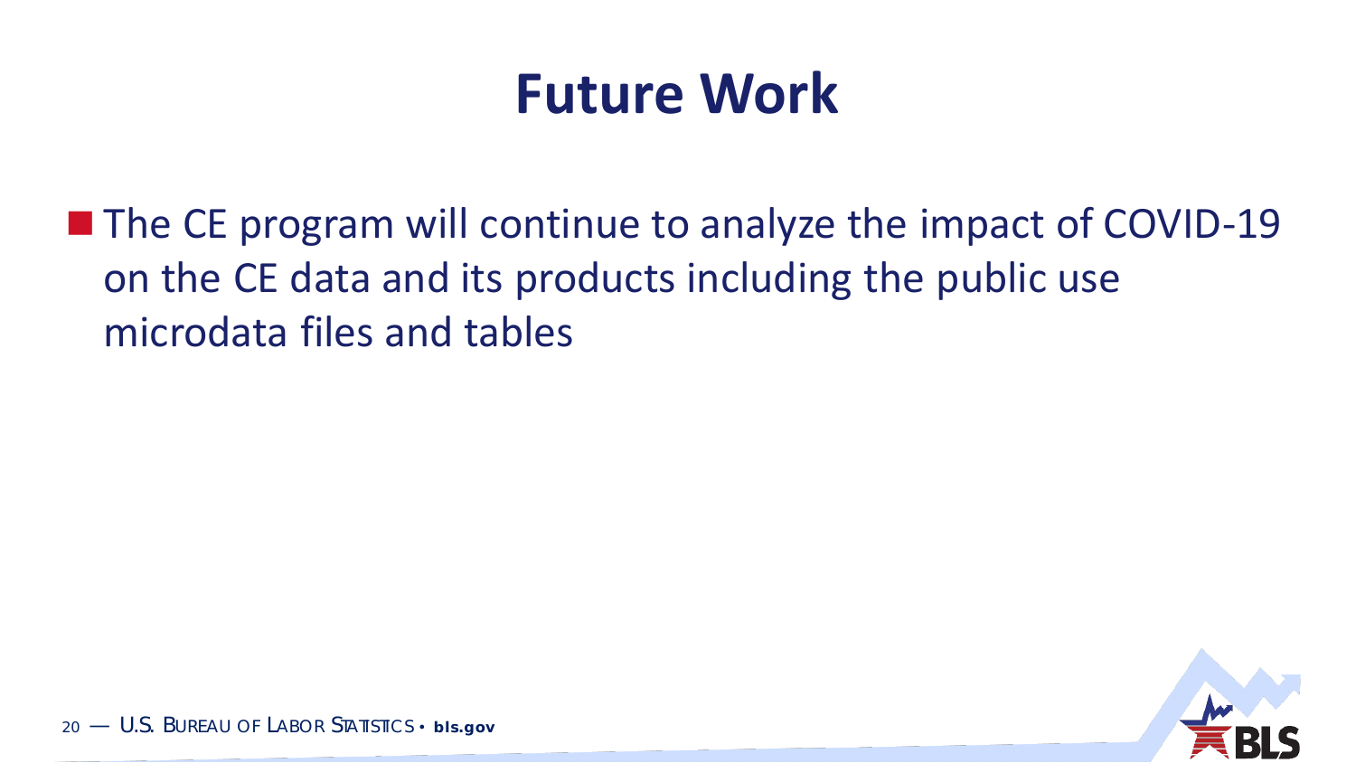# Future Work

- The CE program will continue to analyze the impact of COVID-19 on the CE data and its products including the public use microdata files and tables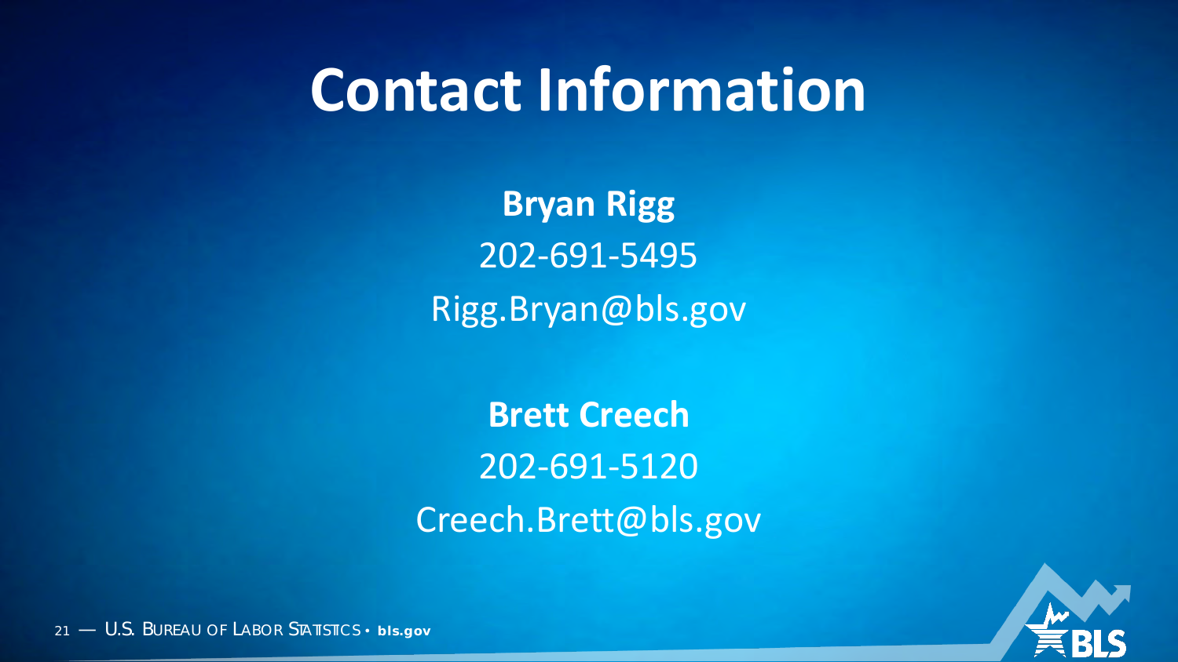# Contact Information

**Bryan Rigg**

202-691-5495

Rigg.Bryan@bls.gov

**Brett Creech**

202-691-5120

Creech.Brett@bls.gov